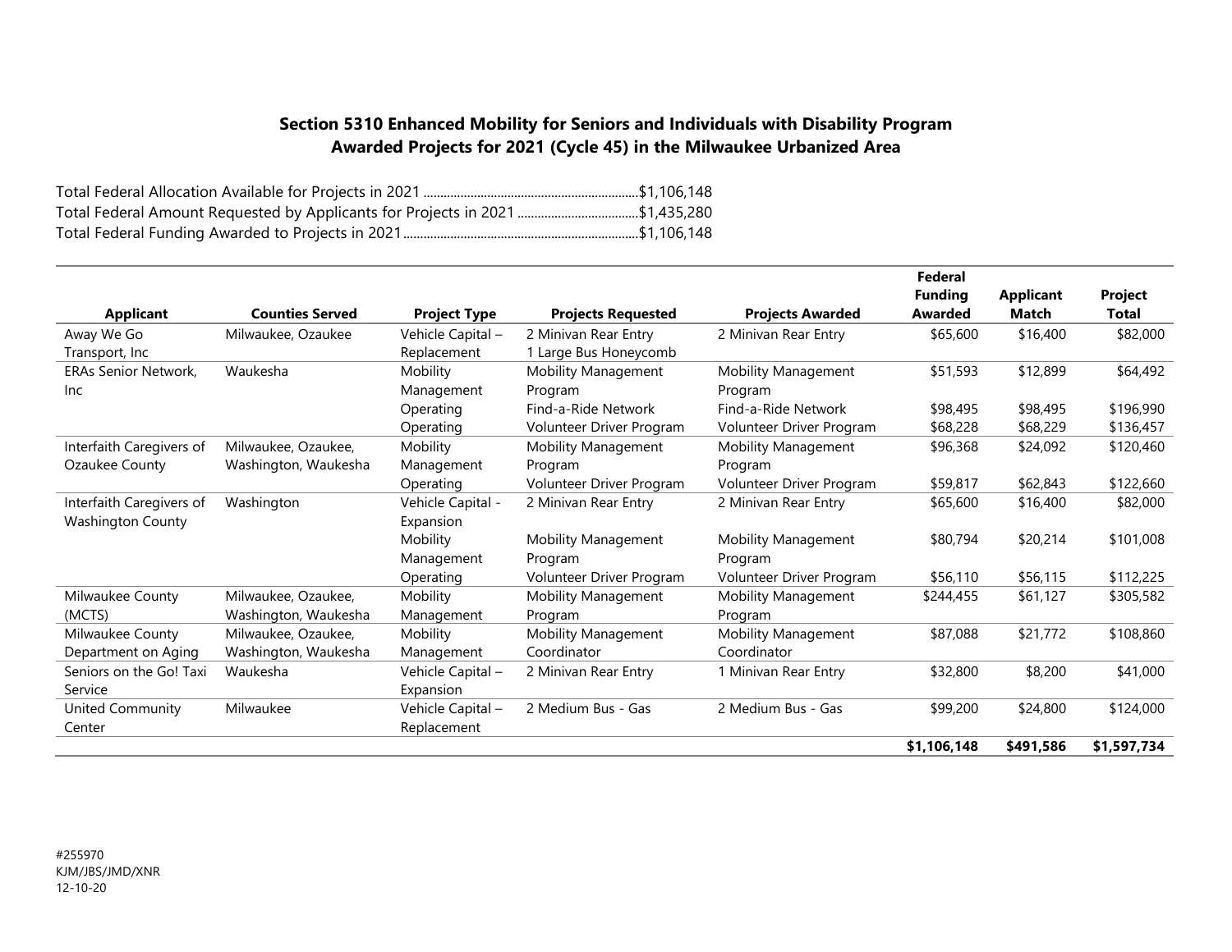## Section 5310 Enhanced Mobility for Seniors and Individuals with Disability Program
## Awarded Projects for 2021 (Cycle 45) in the Milwaukee Urbanized Area

Total Federal Allocation Available for Projects in 2021 ........................................................$1,106,148
Total Federal Amount Requested by Applicants for Projects in 2021 ....................................$1,435,280
Total Federal Funding Awarded to Projects in 2021..........................................................$1,106,148

| Applicant | Counties Served | Project Type | Projects Requested | Projects Awarded | Federal Funding Awarded | Applicant Match | Project Total |
|---|---|---|---|---|---|---|---|
| Away We Go Transport, Inc | Milwaukee, Ozaukee | Vehicle Capital – Replacement | 2 Minivan Rear Entry 1 Large Bus Honeycomb | 2 Minivan Rear Entry | $65,600 | $16,400 | $82,000 |
| ERAs Senior Network, Inc | Waukesha | Mobility Management | Mobility Management Program | Mobility Management Program | $51,593 | $12,899 | $64,492 |
| | | Operating | Find-a-Ride Network | Find-a-Ride Network | $98,495 | $98,495 | $196,990 |
| | | Operating | Volunteer Driver Program | Volunteer Driver Program | $68,228 | $68,229 | $136,457 |
| Interfaith Caregivers of Ozaukee County | Milwaukee, Ozaukee, Washington, Waukesha | Mobility Management | Mobility Management Program | Mobility Management Program | $96,368 | $24,092 | $120,460 |
| | | Operating | Volunteer Driver Program | Volunteer Driver Program | $59,817 | $62,843 | $122,660 |
| Interfaith Caregivers of Washington County | Washington | Vehicle Capital - Expansion | 2 Minivan Rear Entry | 2 Minivan Rear Entry | $65,600 | $16,400 | $82,000 |
| | | Mobility Management | Mobility Management Program | Mobility Management Program | $80,794 | $20,214 | $101,008 |
| | | Operating | Volunteer Driver Program | Volunteer Driver Program | $56,110 | $56,115 | $112,225 |
| Milwaukee County (MCTS) | Milwaukee, Ozaukee, Washington, Waukesha | Mobility Management | Mobility Management Program | Mobility Management Program | $244,455 | $61,127 | $305,582 |
| Milwaukee County Department on Aging | Milwaukee, Ozaukee, Washington, Waukesha | Mobility Management | Mobility Management Coordinator | Mobility Management Coordinator | $87,088 | $21,772 | $108,860 |
| Seniors on the Go! Taxi Service | Waukesha | Vehicle Capital – Expansion | 2 Minivan Rear Entry | 1 Minivan Rear Entry | $32,800 | $8,200 | $41,000 |
| United Community Center | Milwaukee | Vehicle Capital – Replacement | 2 Medium Bus - Gas | 2 Medium Bus - Gas | $99,200 | $24,800 | $124,000 |
| | | | | | **$1,106,148** | **$491,586** | **$1,597,734** |

#255970
KJM/JBS/JMD/XNR
12-10-20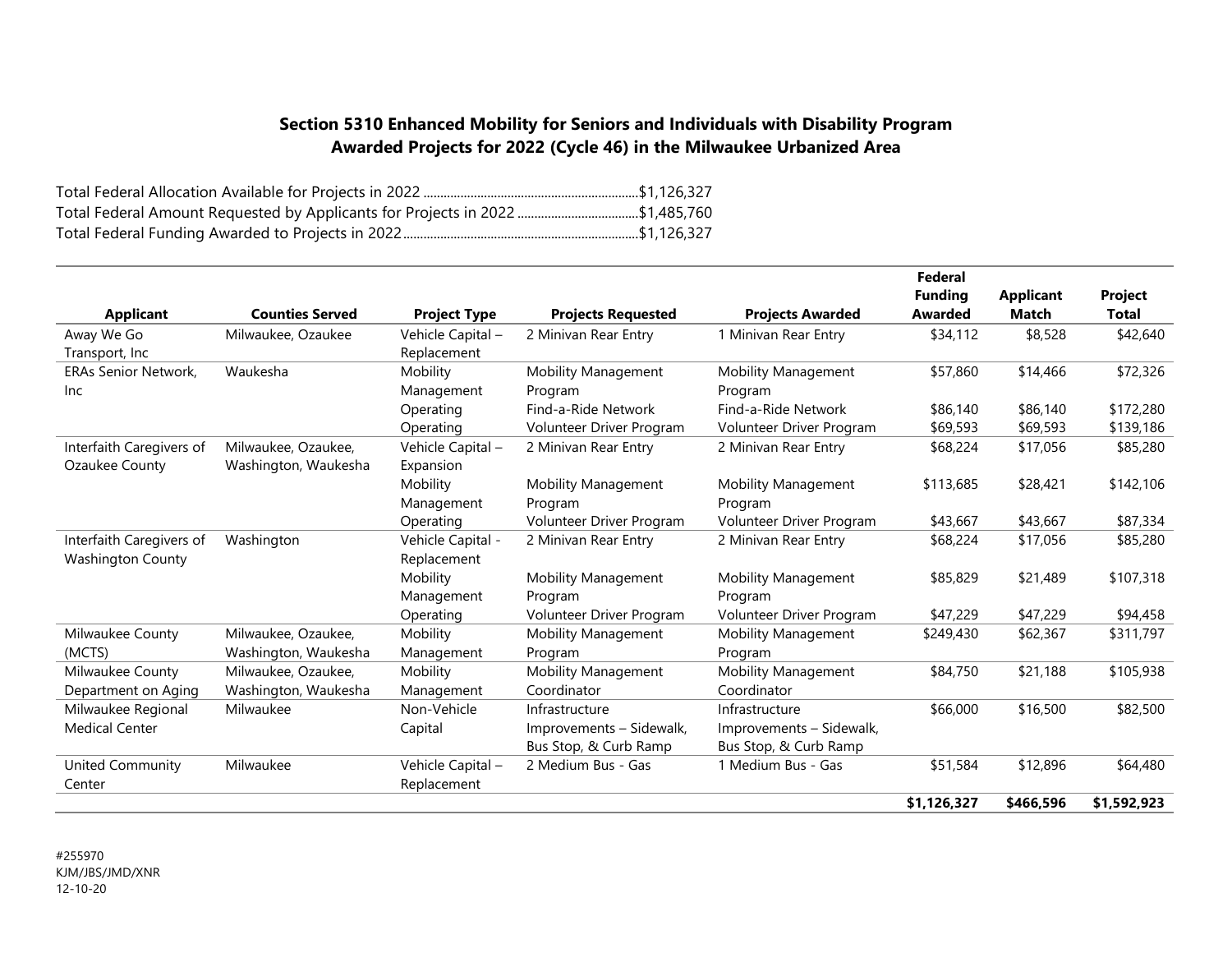## Section 5310 Enhanced Mobility for Seniors and Individuals with Disability Program Awarded Projects for 2022 (Cycle 46) in the Milwaukee Urbanized Area

Total Federal Allocation Available for Projects in 2022 ............................................................... $1,126,327
Total Federal Amount Requested by Applicants for Projects in 2022 .................................... $1,485,760
Total Federal Funding Awarded to Projects in 2022 ...................................................................... $1,126,327

| Applicant | Counties Served | Project Type | Projects Requested | Projects Awarded | Federal Funding Awarded | Applicant Match | Project Total |
|---|---|---|---|---|---|---|---|
| Away We Go Transport, Inc | Milwaukee, Ozaukee | Vehicle Capital – Replacement | 2 Minivan Rear Entry | 1 Minivan Rear Entry | $34,112 | $8,528 | $42,640 |
| ERAs Senior Network, Inc | Waukesha | Mobility Management | Mobility Management Program | Mobility Management Program | $57,860 | $14,466 | $72,326 |
| | | Operating | Find-a-Ride Network | Find-a-Ride Network | $86,140 | $86,140 | $172,280 |
| | | Operating | Volunteer Driver Program | Volunteer Driver Program | $69,593 | $69,593 | $139,186 |
| Interfaith Caregivers of Ozaukee County | Milwaukee, Ozaukee, Washington, Waukesha | Vehicle Capital – Expansion | 2 Minivan Rear Entry | 2 Minivan Rear Entry | $68,224 | $17,056 | $85,280 |
| | | Mobility Management | Mobility Management Program | Mobility Management Program | $113,685 | $28,421 | $142,106 |
| | | Operating | Volunteer Driver Program | Volunteer Driver Program | $43,667 | $43,667 | $87,334 |
| Interfaith Caregivers of Washington County | Washington | Vehicle Capital - Replacement | 2 Minivan Rear Entry | 2 Minivan Rear Entry | $68,224 | $17,056 | $85,280 |
| | | Mobility Management | Mobility Management Program | Mobility Management Program | $85,829 | $21,489 | $107,318 |
| | | Operating | Volunteer Driver Program | Volunteer Driver Program | $47,229 | $47,229 | $94,458 |
| Milwaukee County (MCTS) | Milwaukee, Ozaukee, Washington, Waukesha | Mobility Management | Mobility Management Program | Mobility Management Program | $249,430 | $62,367 | $311,797 |
| Milwaukee County Department on Aging | Milwaukee, Ozaukee, Washington, Waukesha | Mobility Management | Mobility Management Coordinator | Mobility Management Coordinator | $84,750 | $21,188 | $105,938 |
| Milwaukee Regional Medical Center | Milwaukee | Non-Vehicle Capital | Infrastructure Improvements – Sidewalk, Bus Stop, & Curb Ramp | Infrastructure Improvements – Sidewalk, Bus Stop, & Curb Ramp | $66,000 | $16,500 | $82,500 |
| United Community Center | Milwaukee | Vehicle Capital – Replacement | 2 Medium Bus - Gas | 1 Medium Bus - Gas | $51,584 | $12,896 | $64,480 |
| | | | | | **$1,126,327** | **$466,596** | **$1,592,923** |

#255970
KJM/JBS/JMD/XNR
12-10-20